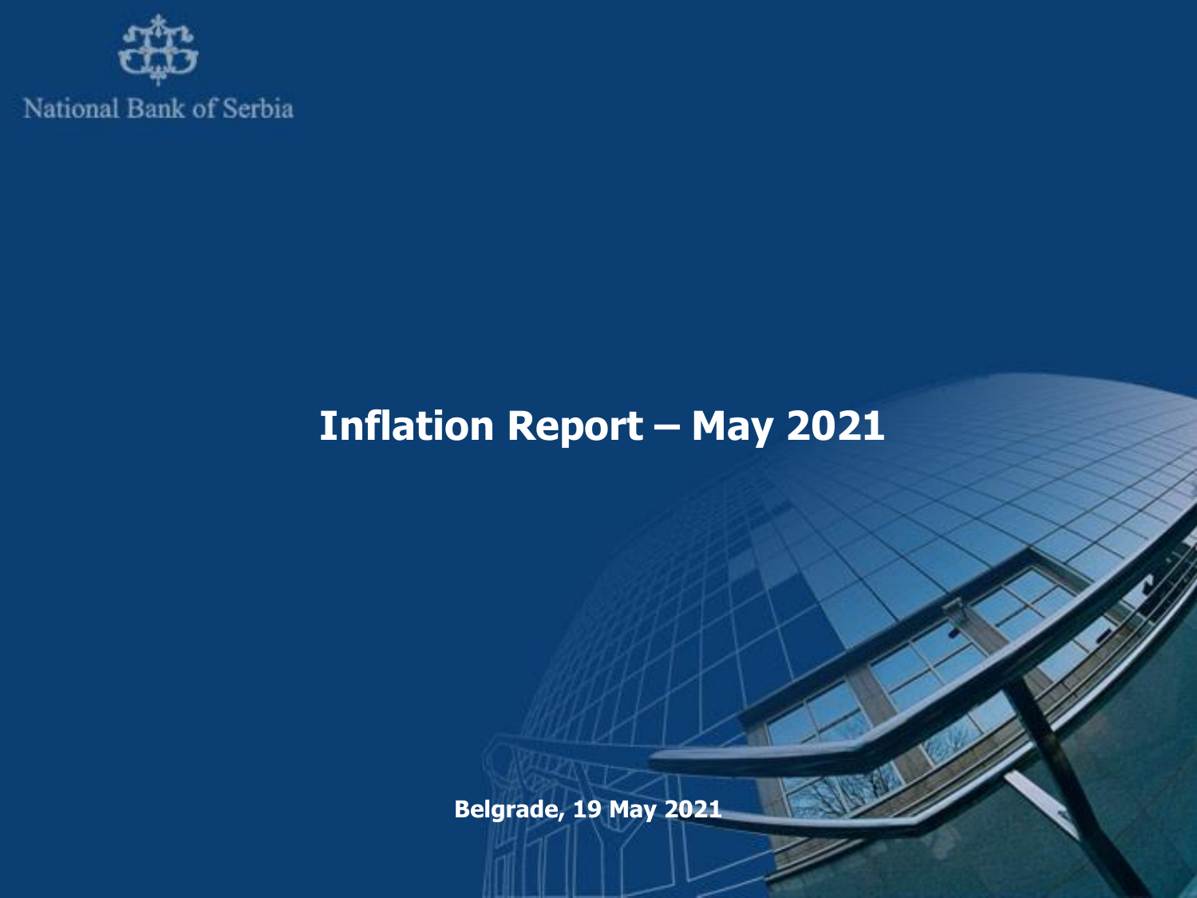National Bank of Serbia

# Inflation Report – May 2021

**Belgrade, 19 May 2021**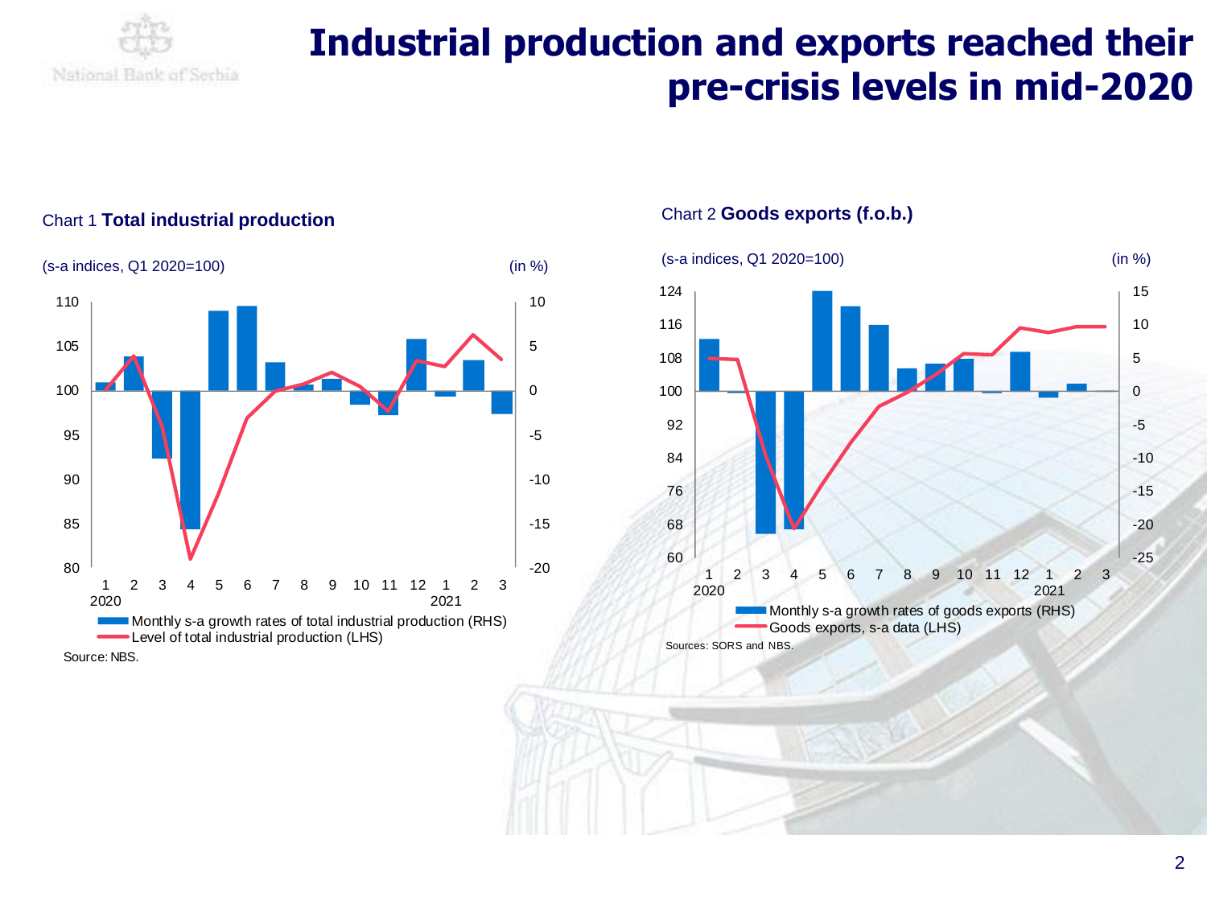# Industrial production and exports reached their pre-crisis levels in mid-2020

Chart 1 **Total industrial production**

(s-a indices, Q1 2020=100) (in %)

Monthly s-a growth rates of total industrial production (RHS)

Level of total industrial production (LHS)

Source: NBS.

Chart 2 **Goods exports (f.o.b.)**

(s-a indices, Q1 2020=100) (in %)

Monthly s-a growth rates of goods exports (RHS)

Goods exports, s-a data (LHS)

Sources: SORS and NBS.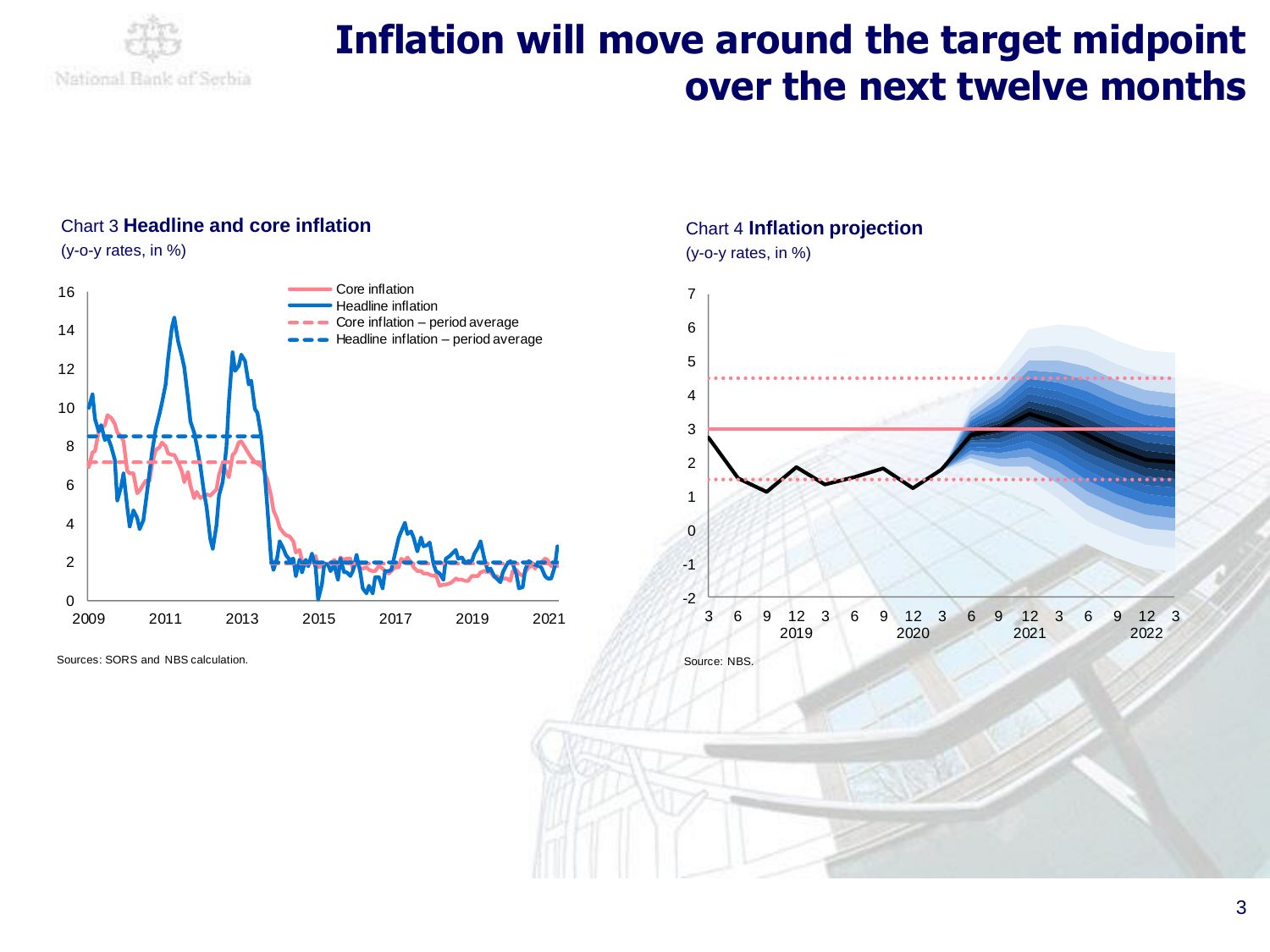# Inflation will move around the target midpoint over the next twelve months

Chart 3 **Headline and core inflation**

(y-o-y rates, in %)

Sources: SORS and NBS calculation.

Chart 4 **Inflation projection**

(y-o-y rates, in %)

Source: NBS.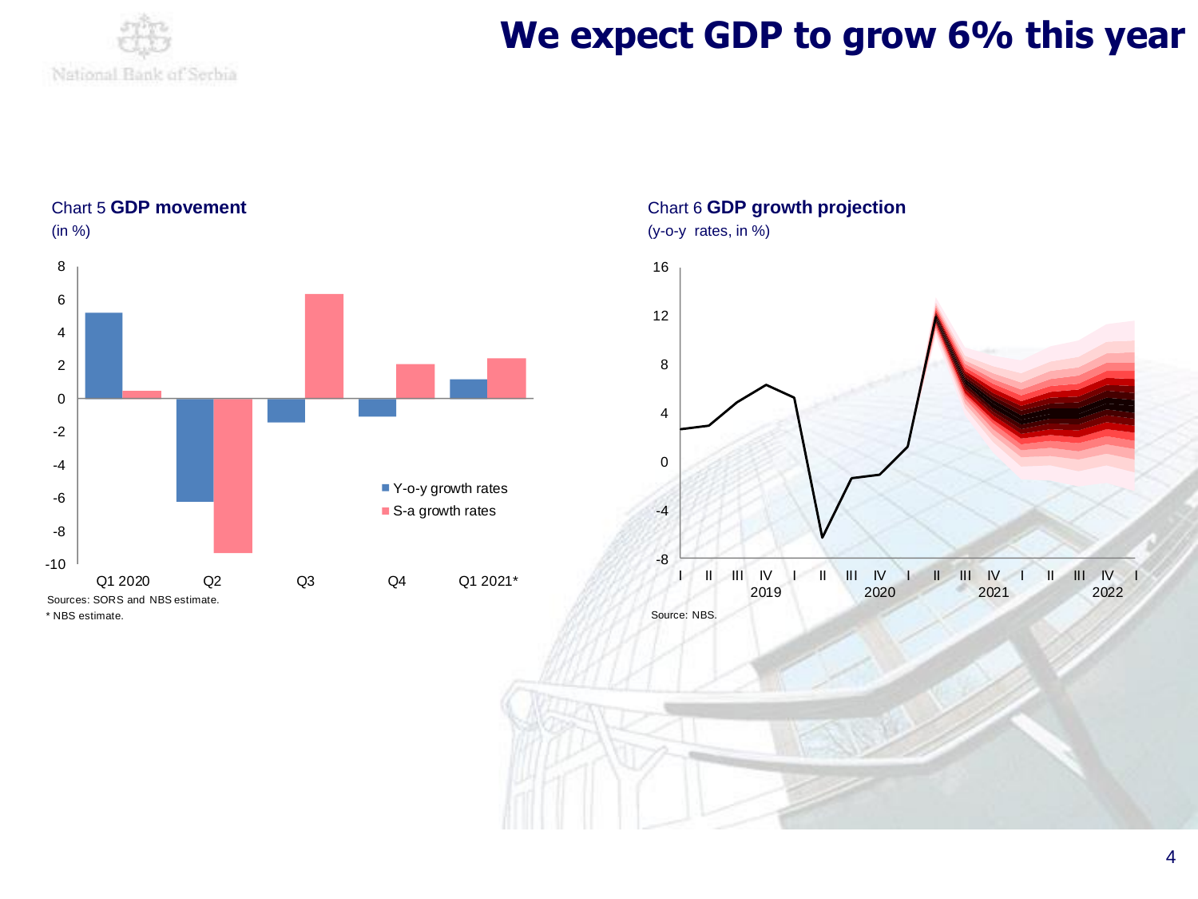# We expect GDP to grow 6% this year

Chart 5 **GDP movement**
(in %)

- Y-o-y growth rates
- S-a growth rates

Sources: SORS and NBS estimate.
* NBS estimate.

Chart 6 **GDP growth projection**
(y-o-y rates, in %)

Source: NBS.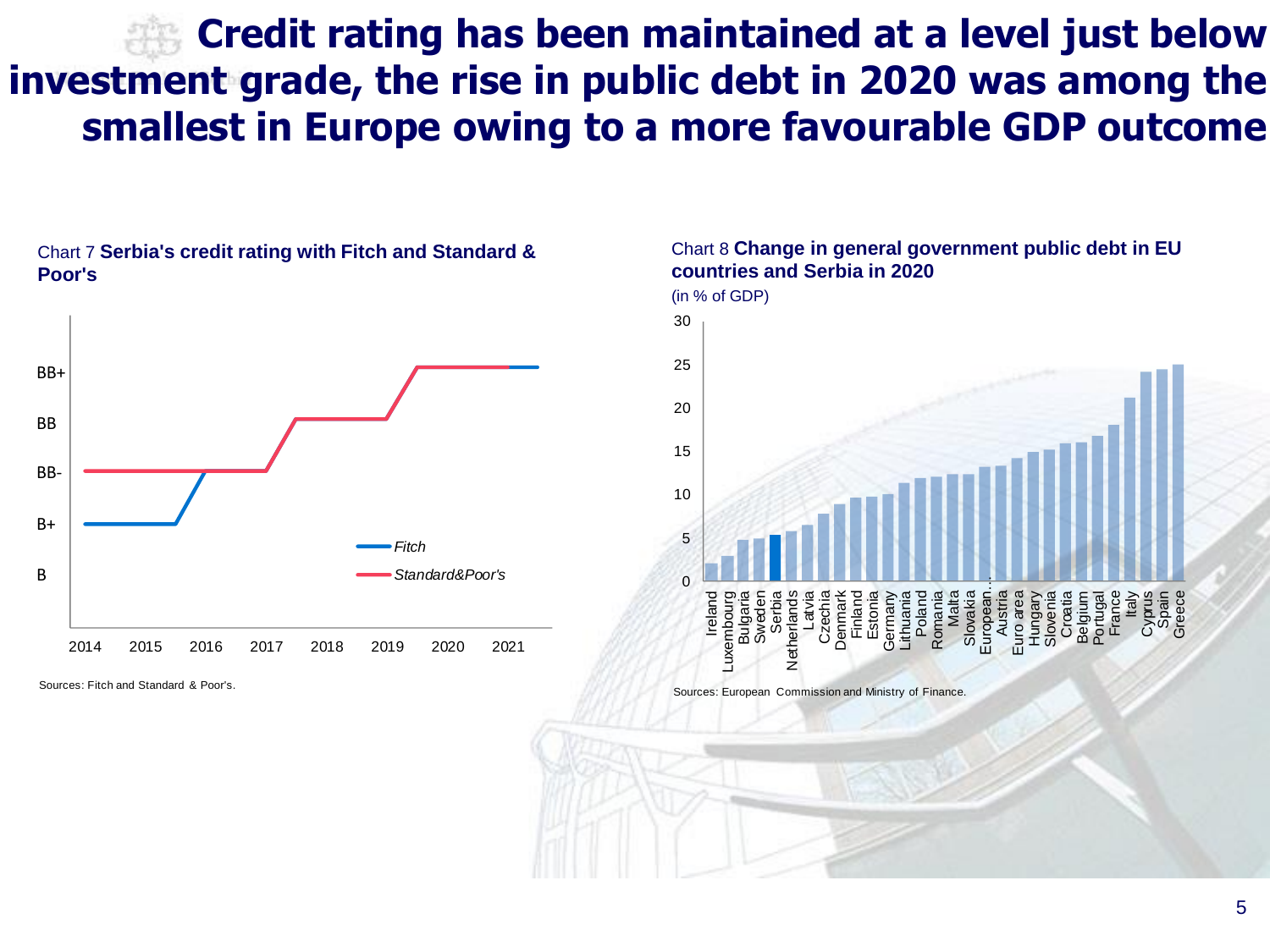# Credit rating has been maintained at a level just below investment grade, the rise in public debt in 2020 was among the smallest in Europe owing to a more favourable GDP outcome

Chart 7 **Serbia's credit rating with Fitch and Standard & Poor's**

Sources: Fitch and Standard & Poor's.

Chart 8 **Change in general government public debt in EU countries and Serbia in 2020**

(in % of GDP)

Sources: European Commission and Ministry of Finance.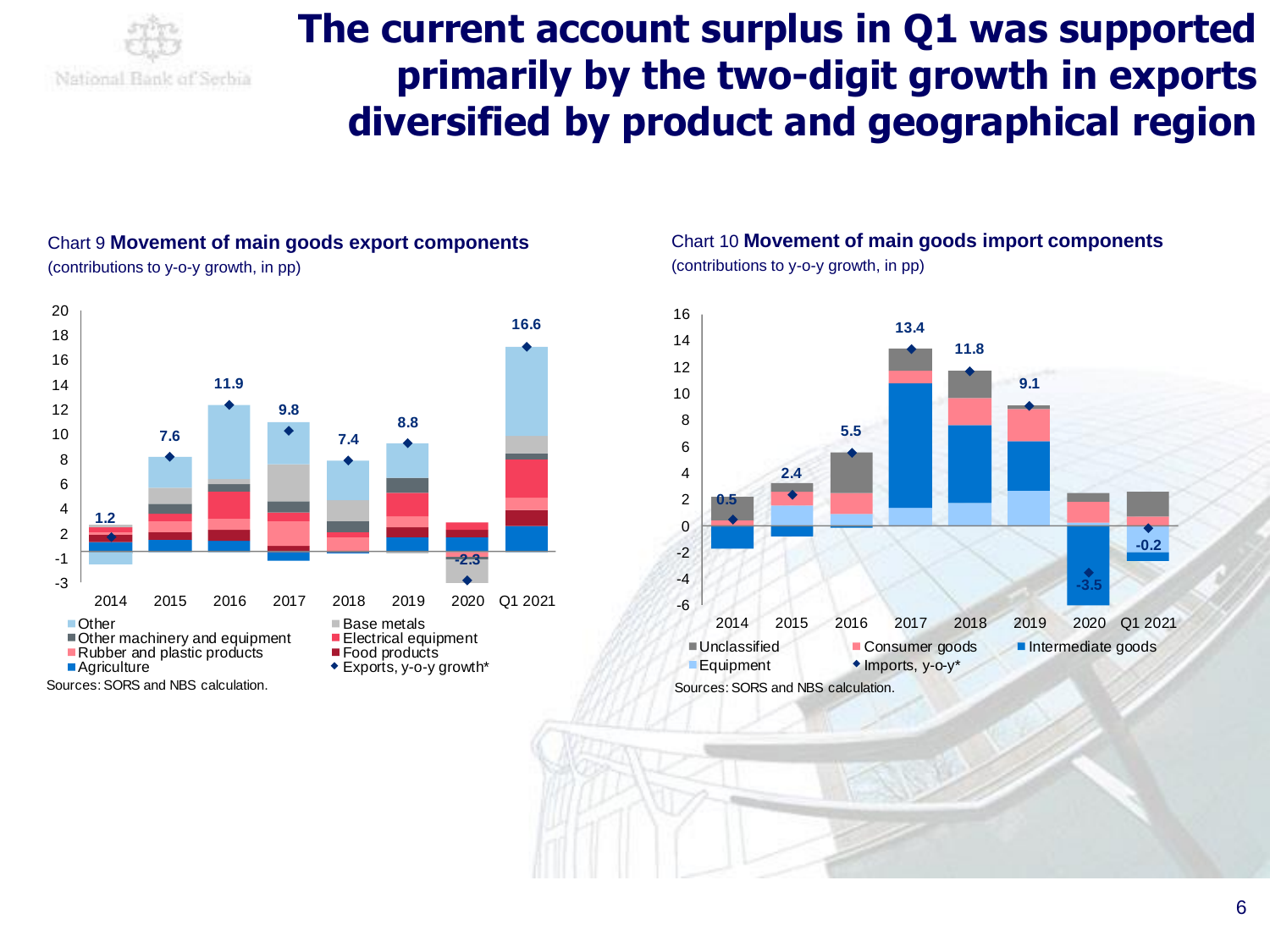# The current account surplus in Q1 was supported primarily by the two-digit growth in exports diversified by product and geographical region

Chart 9 **Movement of main goods export components**

(contributions to y-o-y growth, in pp)

| | 2014 | 2015 | 2016 | 2017 | 2018 | 2019 | 2020 | Q1 2021 |
|---|---|---|---|---|---|---|---|---|
| Exports, y-o-y growth* | 1.2 | 7.6 | 11.9 | 9.8 | 7.4 | 8.8 | -2.3 | 16.6 |

Legend: Other; Base metals; Other machinery and equipment; Electrical equipment; Rubber and plastic products; Food products; Agriculture; Exports, y-o-y growth*

Sources: SORS and NBS calculation.

Chart 10 **Movement of main goods import components**

(contributions to y-o-y growth, in pp)

| | 2014 | 2015 | 2016 | 2017 | 2018 | 2019 | 2020 | Q1 2021 |
|---|---|---|---|---|---|---|---|---|
| Imports, y-o-y* | 0.5 | 2.4 | 5.5 | 13.4 | 11.8 | 9.1 | -3.5 | -0.2 |

Legend: Unclassified; Consumer goods; Intermediate goods; Equipment; Imports, y-o-y*

Sources: SORS and NBS calculation.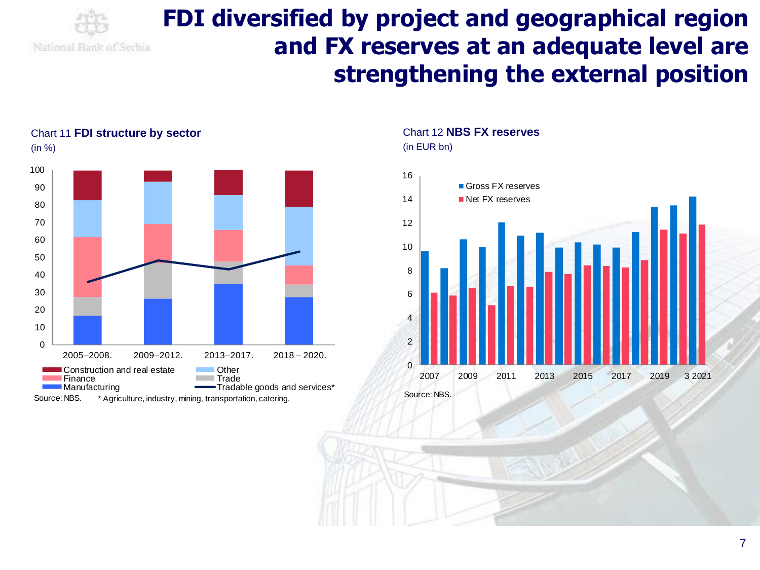# FDI diversified by project and geographical region and FX reserves at an adequate level are strengthening the external position

Chart 11 **FDI structure by sector**
(in %)

Construction and real estate | Other | Finance | Trade | Manufacturing | Tradable goods and services*

Source: NBS. * Agriculture, industry, mining, transportation, catering.

Chart 12 **NBS FX reserves**
(in EUR bn)

Gross FX reserves | Net FX reserves

Source: NBS.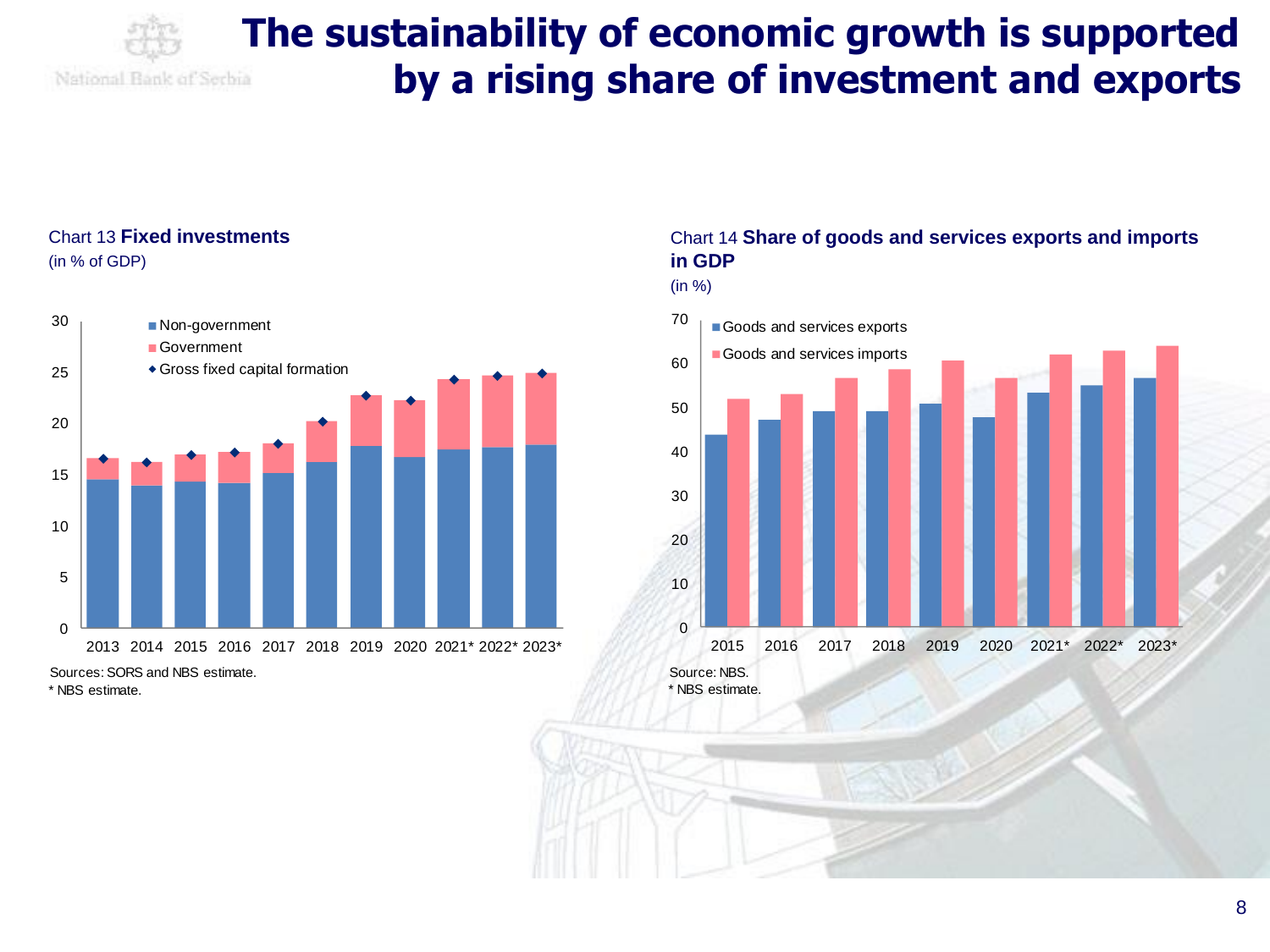# The sustainability of economic growth is supported by a rising share of investment and exports

Chart 13 **Fixed investments**
(in % of GDP)

Sources: SORS and NBS estimate.
\* NBS estimate.

Chart 14 **Share of goods and services exports and imports in GDP**
(in %)

Source: NBS.
\* NBS estimate.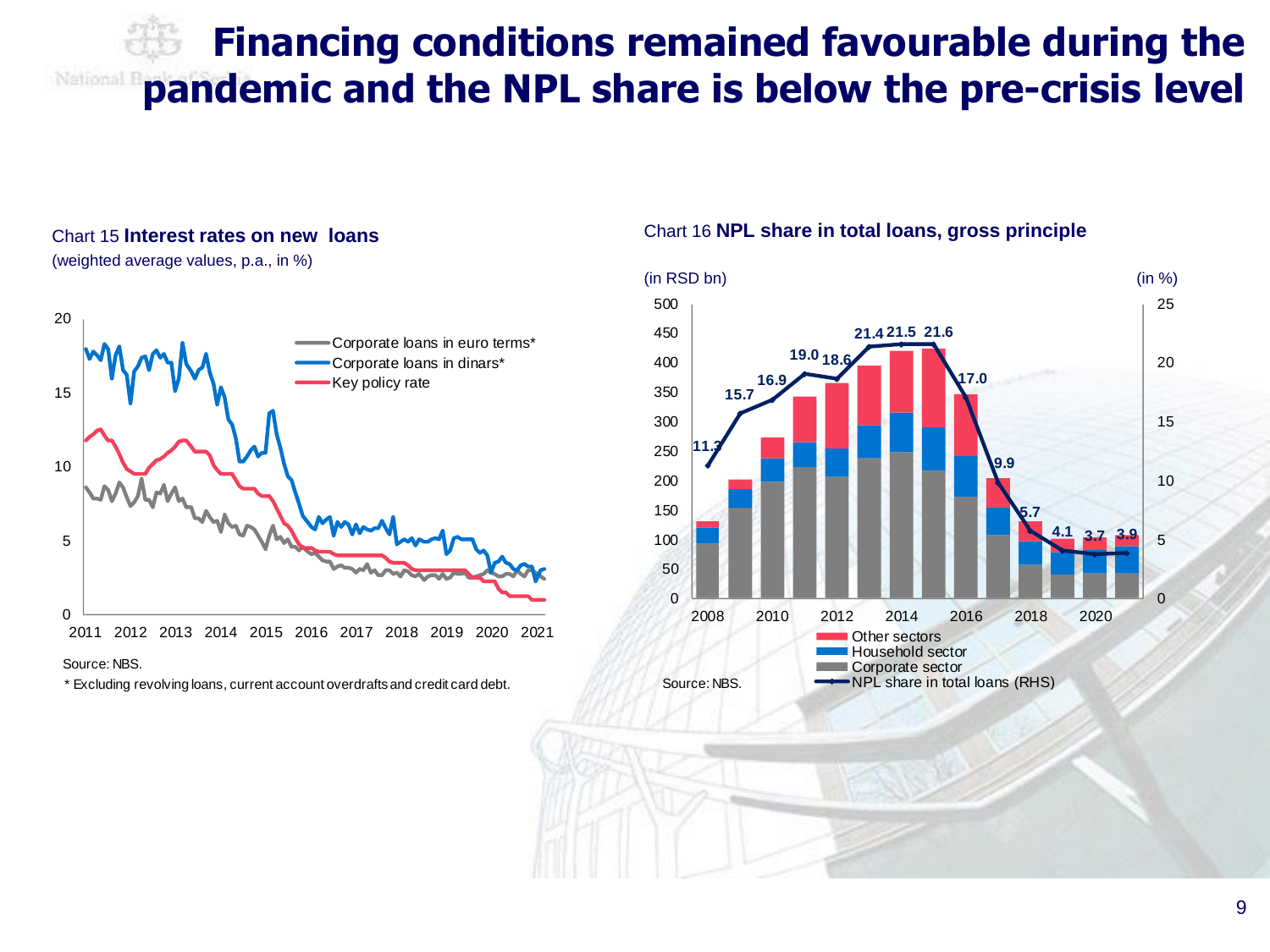# Financing conditions remained favourable during the pandemic and the NPL share is below the pre-crisis level

Chart 15 **Interest rates on new loans**

(weighted average values, p.a., in %)

20
15
10
5
0

2011 2012 2013 2014 2015 2016 2017 2018 2019 2020 2021

Corporate loans in euro terms*
Corporate loans in dinars*
Key policy rate

Source: NBS.

\* Excluding revolving loans, current account overdrafts and credit card debt.

Chart 16 **NPL share in total loans, gross principle**

(in RSD bn)

(in %)

500
450
400
350
300
250
200
150
100
50
0

25
20
15
10
5
0

2008 2010 2012 2014 2016 2018 2020

11.3 15.7 16.9 19.0 18.6 21.4 21.5 21.6 17.0 9.9 5.7 4.1 3.7 3.9

Other sectors
Household sector
Corporate sector
NPL share in total loans (RHS)

Source: NBS.